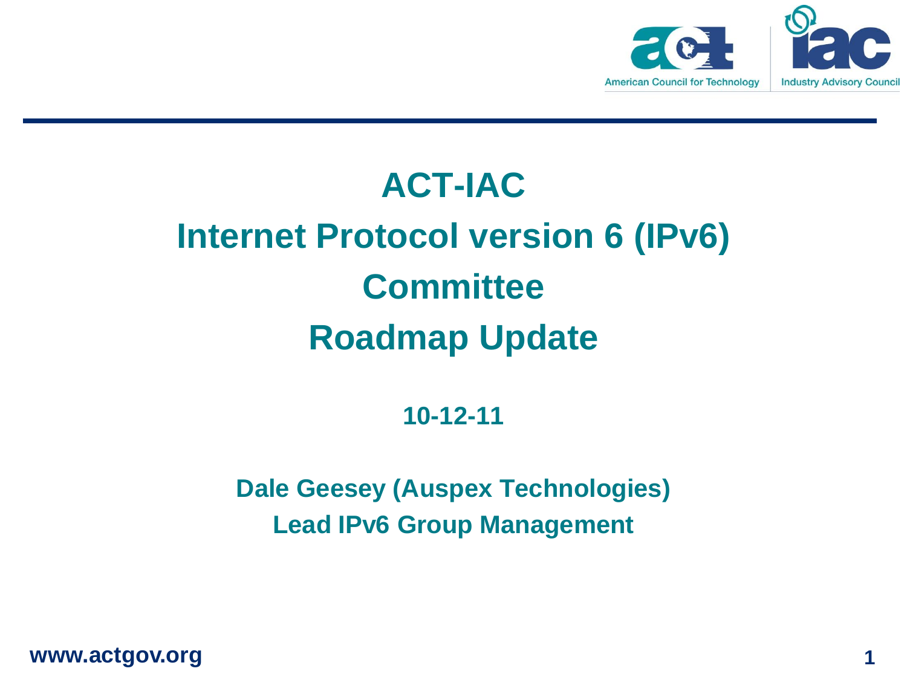# ACT-IAC
# Internet Protocol version 6 (IPv6) Committee
# Roadmap Update

**10-12-11**

**Dale Geesey (Auspex Technologies)**
**Lead IPv6 Group Management**

**www.actgov.org**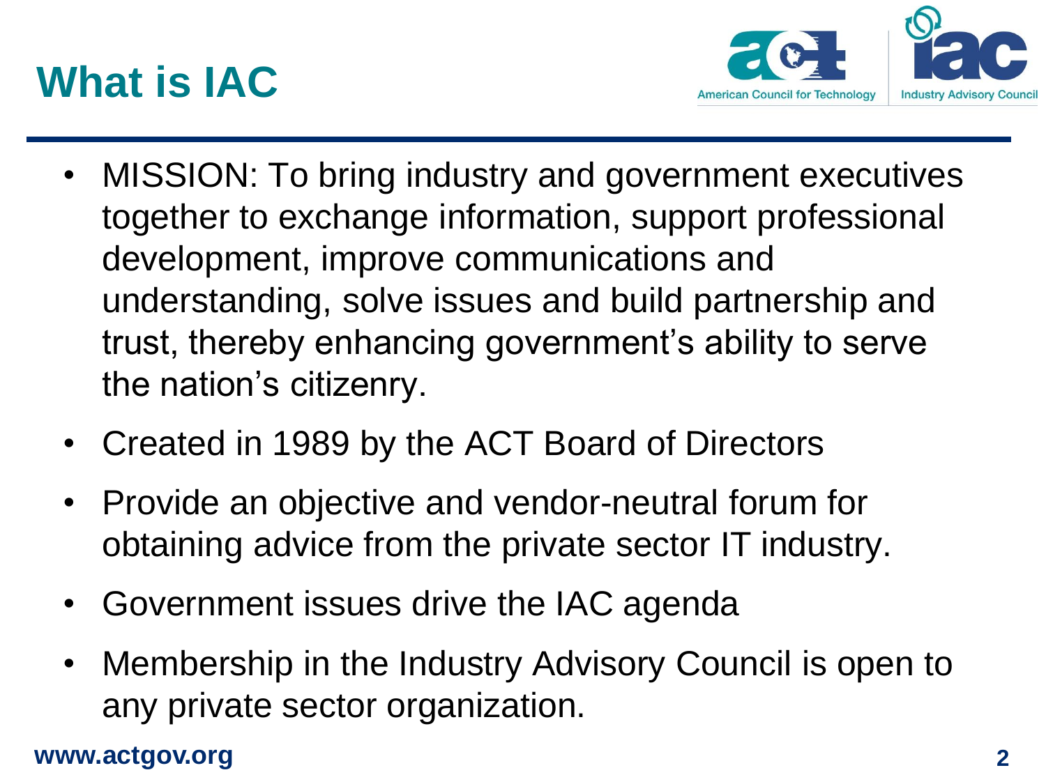# What is IAC

- MISSION: To bring industry and government executives together to exchange information, support professional development, improve communications and understanding, solve issues and build partnership and trust, thereby enhancing government's ability to serve the nation's citizenry.
- Created in 1989 by the ACT Board of Directors
- Provide an objective and vendor-neutral forum for obtaining advice from the private sector IT industry.
- Government issues drive the IAC agenda
- Membership in the Industry Advisory Council is open to any private sector organization.

**www.actgov.org**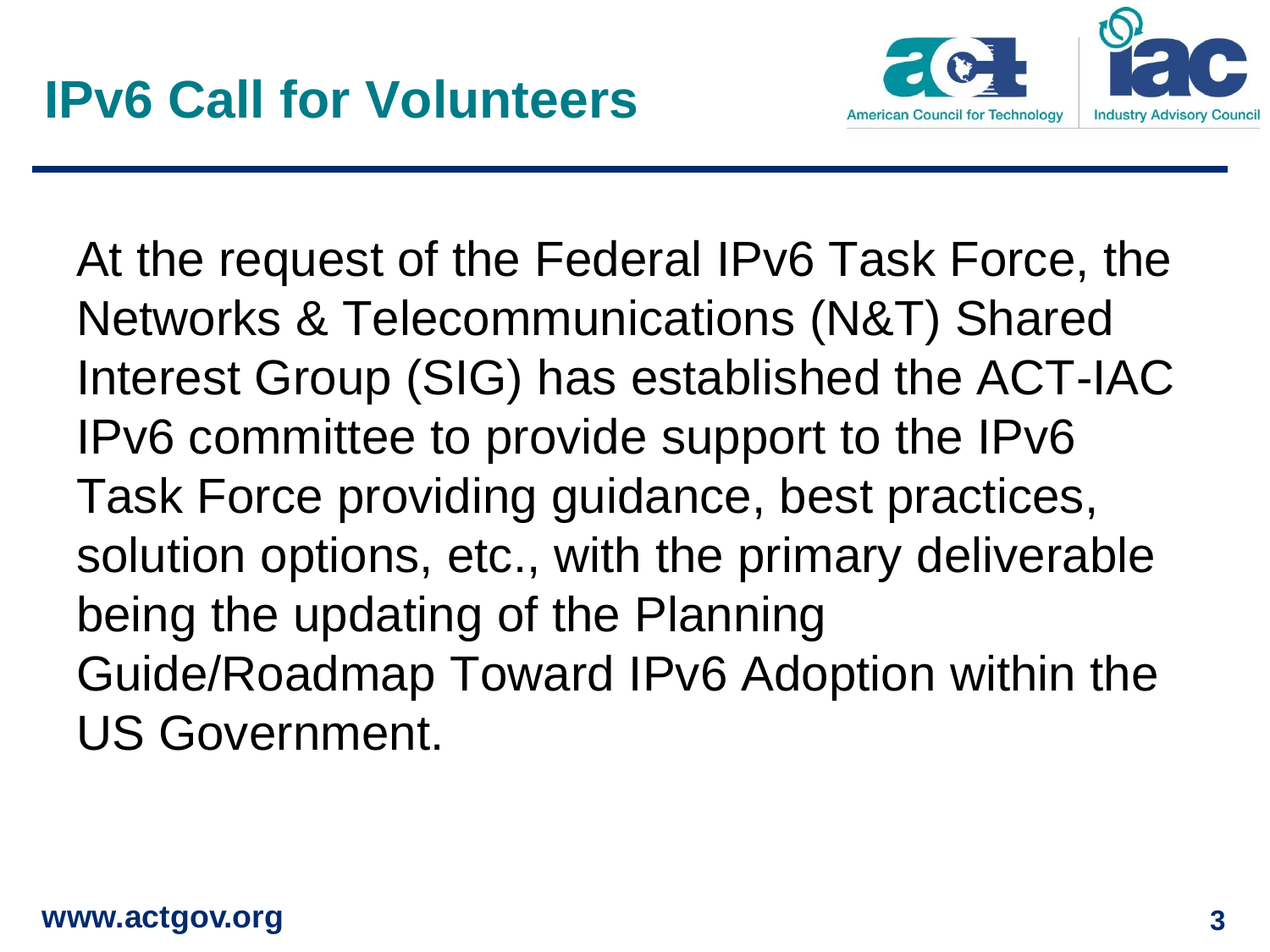# IPv6 Call for Volunteers

At the request of the Federal IPv6 Task Force, the Networks & Telecommunications (N&T) Shared Interest Group (SIG) has established the ACT-IAC IPv6 committee to provide support to the IPv6 Task Force providing guidance, best practices, solution options, etc., with the primary deliverable being the updating of the Planning Guide/Roadmap Toward IPv6 Adoption within the US Government.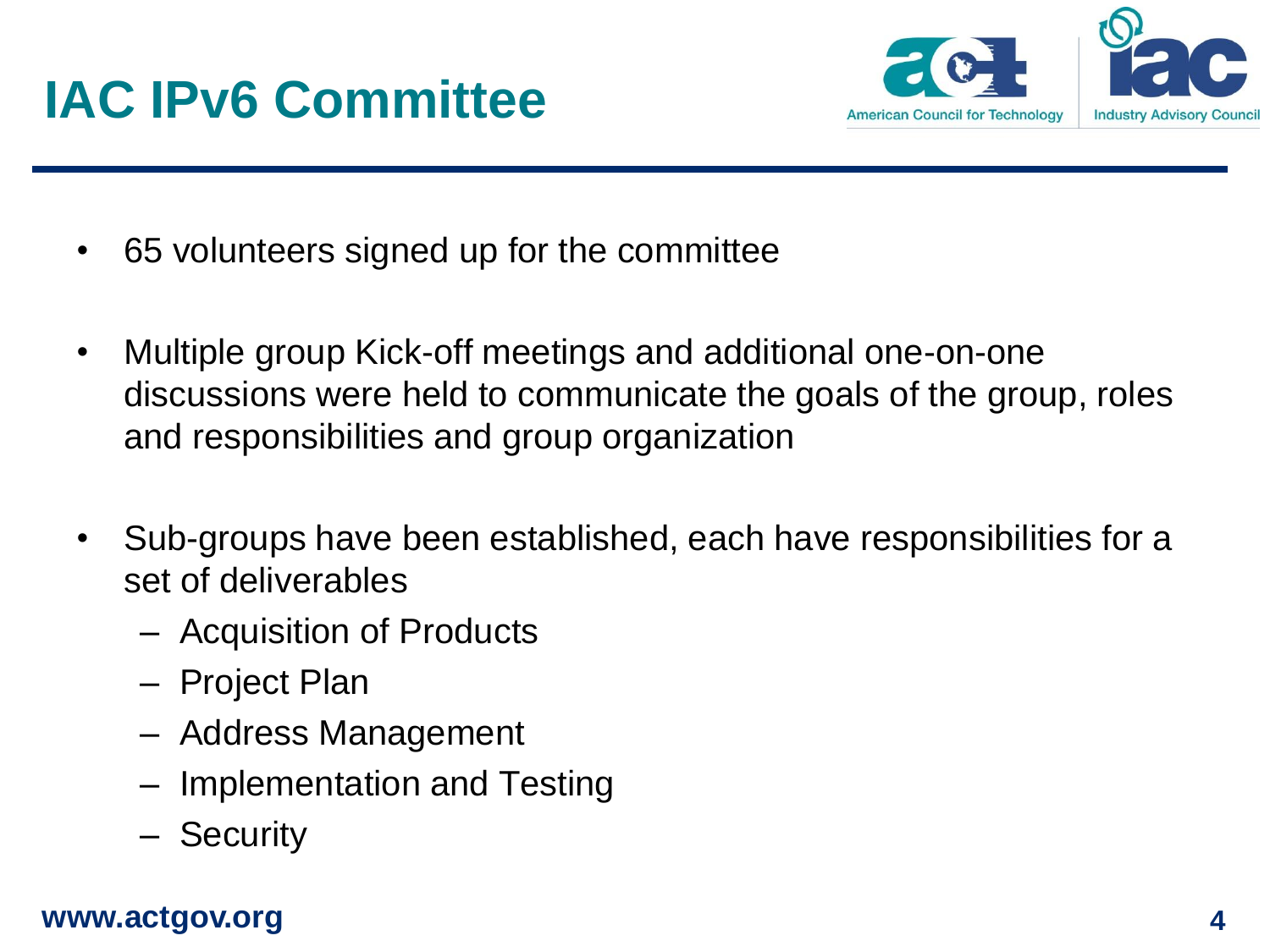# IAC IPv6 Committee

- 65 volunteers signed up for the committee
- Multiple group Kick-off meetings and additional one-on-one discussions were held to communicate the goals of the group, roles and responsibilities and group organization
- Sub-groups have been established, each have responsibilities for a set of deliverables
  - Acquisition of Products
  - Project Plan
  - Address Management
  - Implementation and Testing
  - Security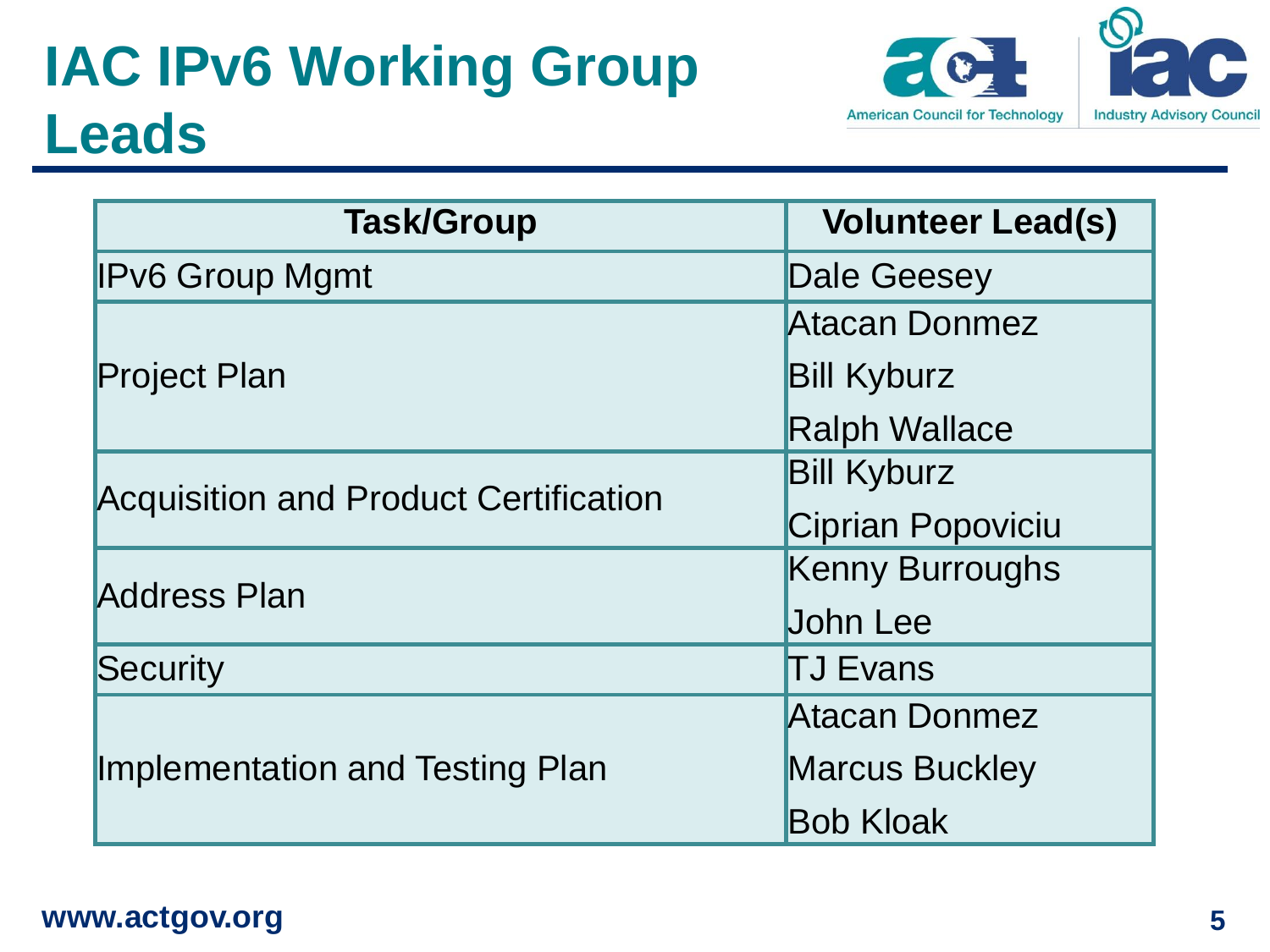# IAC IPv6 Working Group Leads

| Task/Group | Volunteer Lead(s) |
|---|---|
| IPv6 Group Mgmt | Dale Geesey |
| Project Plan | Atacan Donmez<br>Bill Kyburz<br>Ralph Wallace |
| Acquisition and Product Certification | Bill Kyburz<br>Ciprian Popoviciu |
| Address Plan | Kenny Burroughs<br>John Lee |
| Security | TJ Evans |
| Implementation and Testing Plan | Atacan Donmez<br>Marcus Buckley<br>Bob Kloak |

www.actgov.org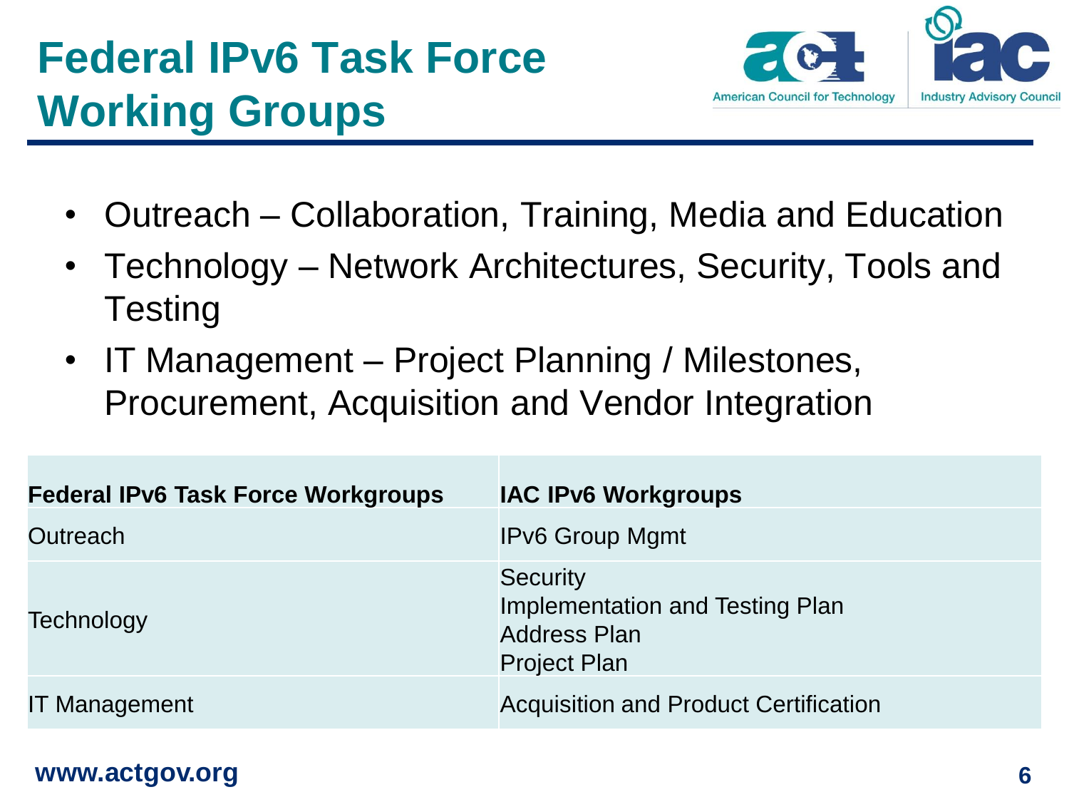# Federal IPv6 Task Force Working Groups

- Outreach – Collaboration, Training, Media and Education
- Technology – Network Architectures, Security, Tools and Testing
- IT Management – Project Planning / Milestones, Procurement, Acquisition and Vendor Integration

| **Federal IPv6 Task Force Workgroups** | **IAC IPv6 Workgroups** |
|---|---|
| Outreach | IPv6 Group Mgmt |
| Technology | Security<br>Implementation and Testing Plan<br>Address Plan<br>Project Plan |
| IT Management | Acquisition and Product Certification |

**www.actgov.org**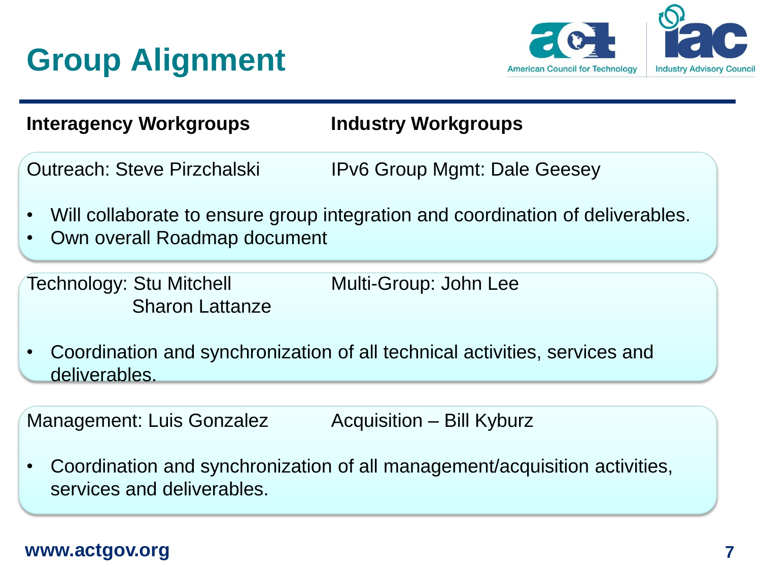# Group Alignment

| Interagency Workgroups | Industry Workgroups |
|---|---|
| Outreach: Steve Pirzchalski | IPv6 Group Mgmt: Dale Geesey |

- Will collaborate to ensure group integration and coordination of deliverables.
- Own overall Roadmap document

| Interagency Workgroups | Industry Workgroups |
|---|---|
| Technology: Stu Mitchell<br>Sharon Lattanze | Multi-Group: John Lee |

- Coordination and synchronization of all technical activities, services and deliverables.

| Interagency Workgroups | Industry Workgroups |
|---|---|
| Management: Luis Gonzalez | Acquisition – Bill Kyburz |

- Coordination and synchronization of all management/acquisition activities, services and deliverables.

www.actgov.org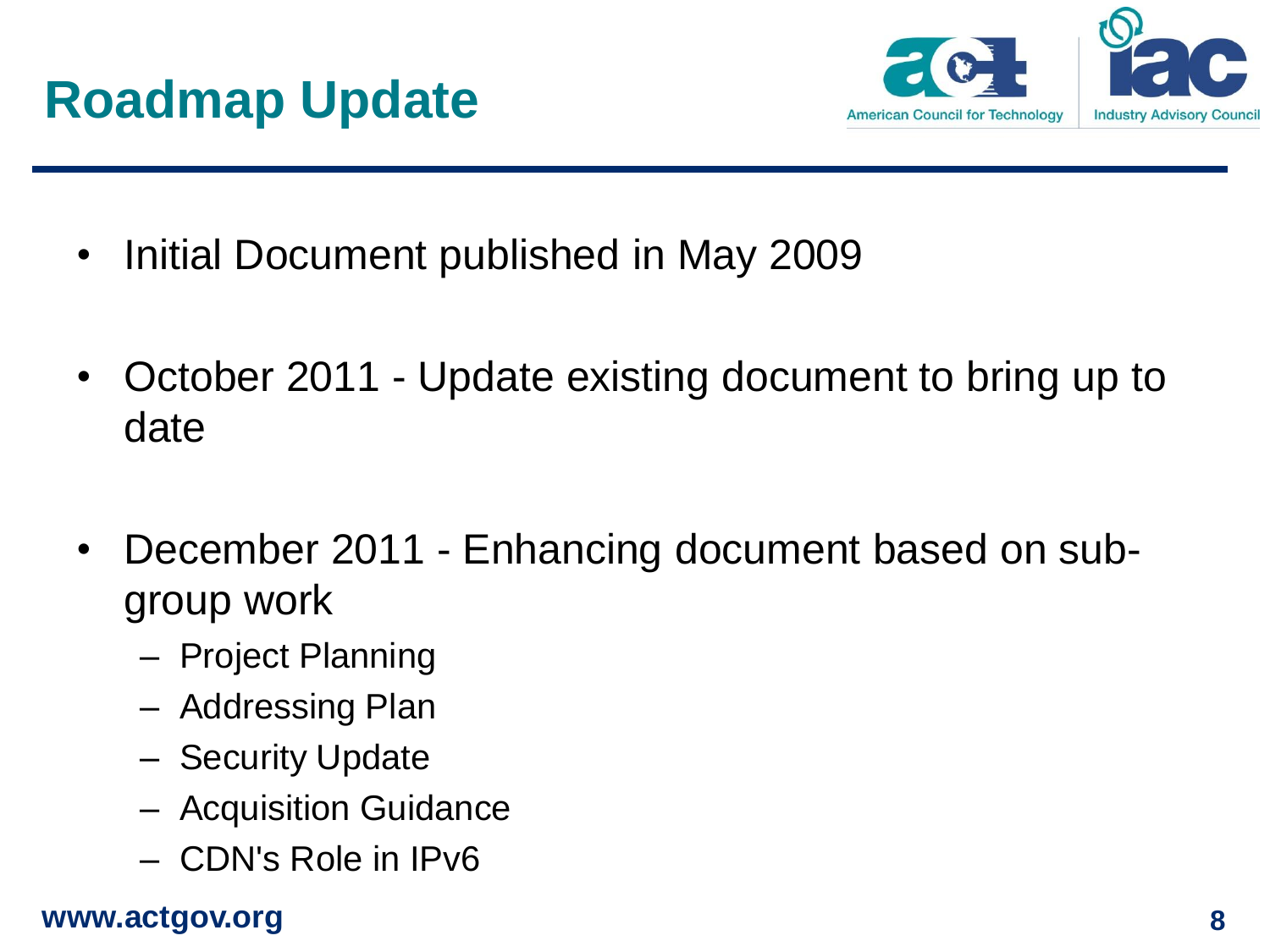# Roadmap Update

- Initial Document published in May 2009
- October 2011 - Update existing document to bring up to date
- December 2011 - Enhancing document based on sub-group work
  - Project Planning
  - Addressing Plan
  - Security Update
  - Acquisition Guidance
  - CDN's Role in IPv6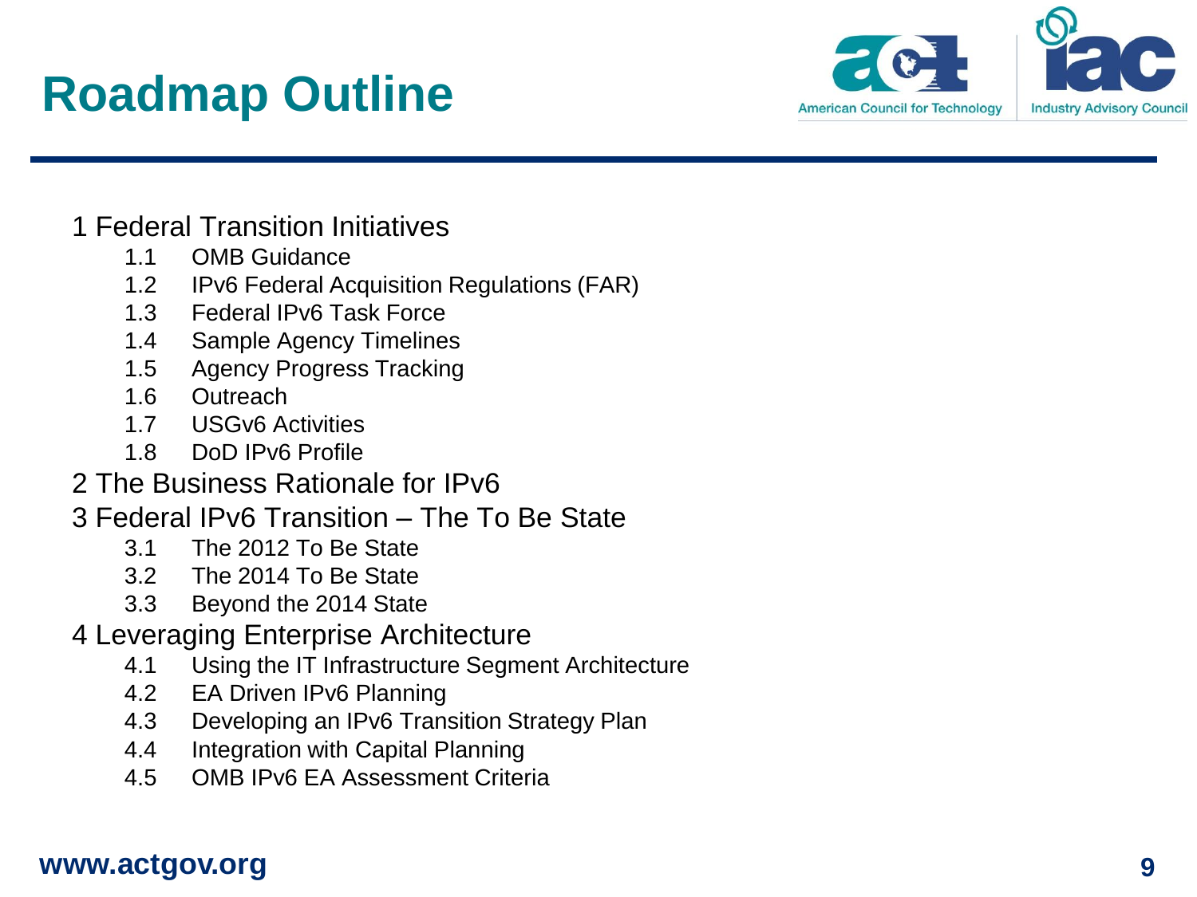# Roadmap Outline

1 Federal Transition Initiatives
- 1.1 OMB Guidance
- 1.2 IPv6 Federal Acquisition Regulations (FAR)
- 1.3 Federal IPv6 Task Force
- 1.4 Sample Agency Timelines
- 1.5 Agency Progress Tracking
- 1.6 Outreach
- 1.7 USGv6 Activities
- 1.8 DoD IPv6 Profile

2 The Business Rationale for IPv6

3 Federal IPv6 Transition – The To Be State
- 3.1 The 2012 To Be State
- 3.2 The 2014 To Be State
- 3.3 Beyond the 2014 State

4 Leveraging Enterprise Architecture
- 4.1 Using the IT Infrastructure Segment Architecture
- 4.2 EA Driven IPv6 Planning
- 4.3 Developing an IPv6 Transition Strategy Plan
- 4.4 Integration with Capital Planning
- 4.5 OMB IPv6 EA Assessment Criteria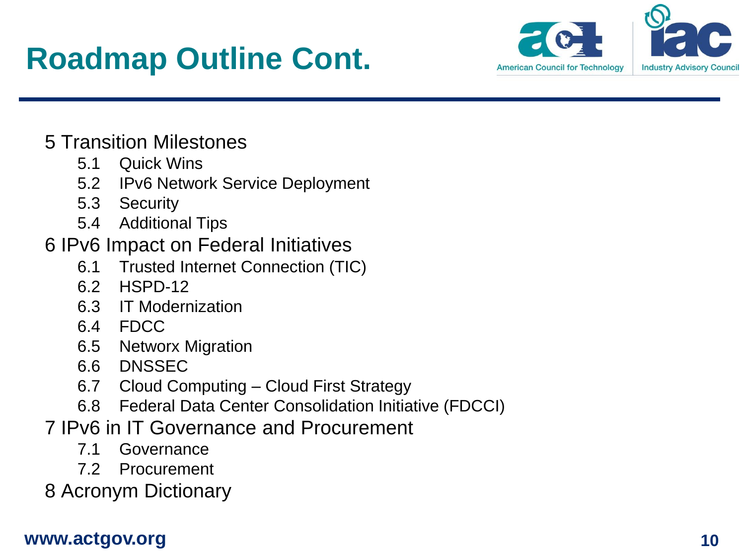# Roadmap Outline Cont.

- 5 Transition Milestones
  - 5.1 Quick Wins
  - 5.2 IPv6 Network Service Deployment
  - 5.3 Security
  - 5.4 Additional Tips
- 6 IPv6 Impact on Federal Initiatives
  - 6.1 Trusted Internet Connection (TIC)
  - 6.2 HSPD-12
  - 6.3 IT Modernization
  - 6.4 FDCC
  - 6.5 Networx Migration
  - 6.6 DNSSEC
  - 6.7 Cloud Computing – Cloud First Strategy
  - 6.8 Federal Data Center Consolidation Initiative (FDCCI)
- 7 IPv6 in IT Governance and Procurement
  - 7.1 Governance
  - 7.2 Procurement
- 8 Acronym Dictionary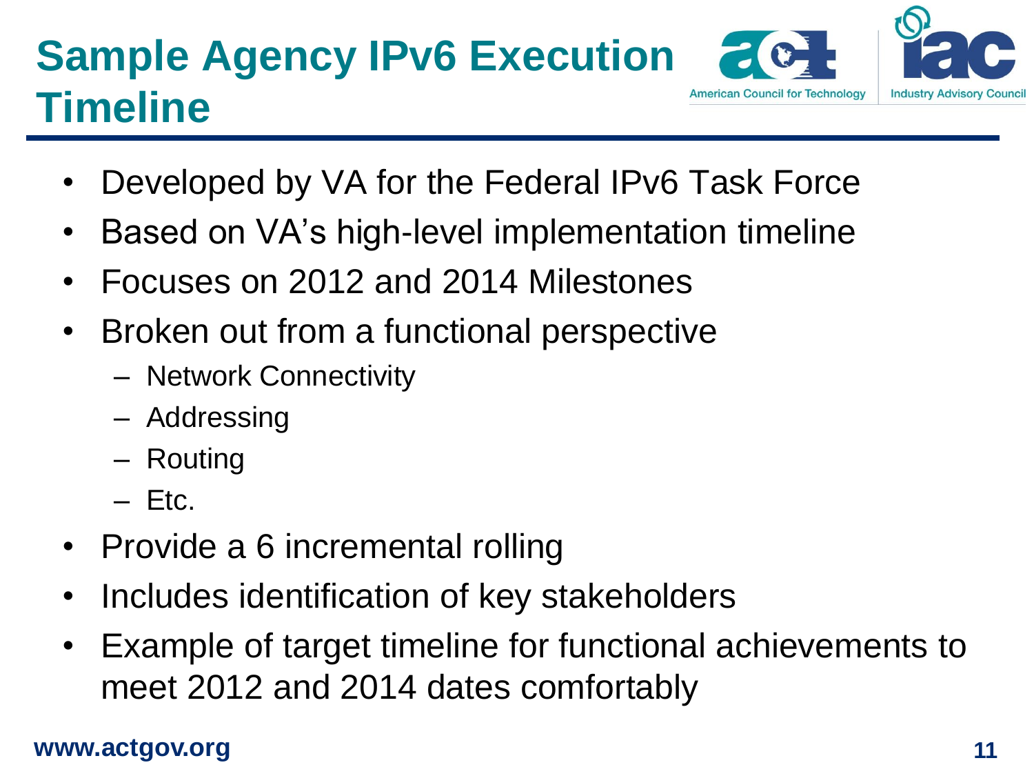# Sample Agency IPv6 Execution Timeline

- Developed by VA for the Federal IPv6 Task Force
- Based on VA's high-level implementation timeline
- Focuses on 2012 and 2014 Milestones
- Broken out from a functional perspective
  - Network Connectivity
  - Addressing
  - Routing
  - Etc.
- Provide a 6 incremental rolling
- Includes identification of key stakeholders
- Example of target timeline for functional achievements to meet 2012 and 2014 dates comfortably

www.actgov.org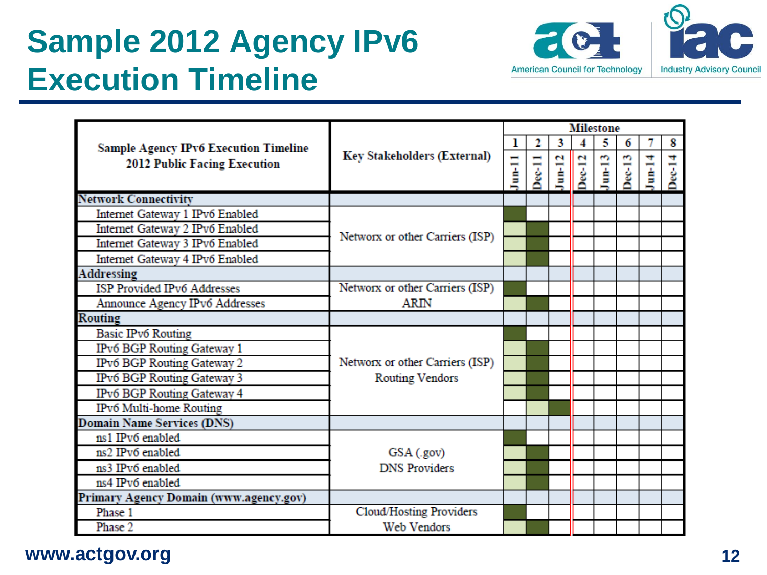# Sample 2012 Agency IPv6 Execution Timeline

| Sample Agency IPv6 Execution Timeline 2012 Public Facing Execution | Key Stakeholders (External) | Milestone | | | | | | | |
|---|---|---|---|---|---|---|---|---|---|
| | | 1 | 2 | 3 | 4 | 5 | 6 | 7 | 8 |
| | | Jun-11 | Dec-11 | Jun-12 | Dec-12 | Jun-13 | Dec-13 | Jun-14 | Dec-14 |
| **Network Connectivity** | | | | | | | | | |
| Internet Gateway 1 IPv6 Enabled | Networx or other Carriers (ISP) | | | | | | | | |
| Internet Gateway 2 IPv6 Enabled | | | | | | | | | |
| Internet Gateway 3 IPv6 Enabled | | | | | | | | | |
| Internet Gateway 4 IPv6 Enabled | | | | | | | | | |
| **Addressing** | | | | | | | | | |
| ISP Provided IPv6 Addresses | Networx or other Carriers (ISP) | | | | | | | | |
| Announce Agency IPv6 Addresses | ARIN | | | | | | | | |
| **Routing** | | | | | | | | | |
| Basic IPv6 Routing | Networx or other Carriers (ISP) Routing Vendors | | | | | | | | |
| IPv6 BGP Routing Gateway 1 | | | | | | | | | |
| IPv6 BGP Routing Gateway 2 | | | | | | | | | |
| IPv6 BGP Routing Gateway 3 | | | | | | | | | |
| IPv6 BGP Routing Gateway 4 | | | | | | | | | |
| IPv6 Multi-home Routing | | | | | | | | | |
| **Domain Name Services (DNS)** | | | | | | | | | |
| ns1 IPv6 enabled | GSA (.gov) DNS Providers | | | | | | | | |
| ns2 IPv6 enabled | | | | | | | | | |
| ns3 IPv6 enabled | | | | | | | | | |
| ns4 IPv6 enabled | | | | | | | | | |
| **Primary Agency Domain (www.agency.gov)** | | | | | | | | | |
| Phase 1 | Cloud/Hosting Providers | | | | | | | | |
| Phase 2 | Web Vendors | | | | | | | | |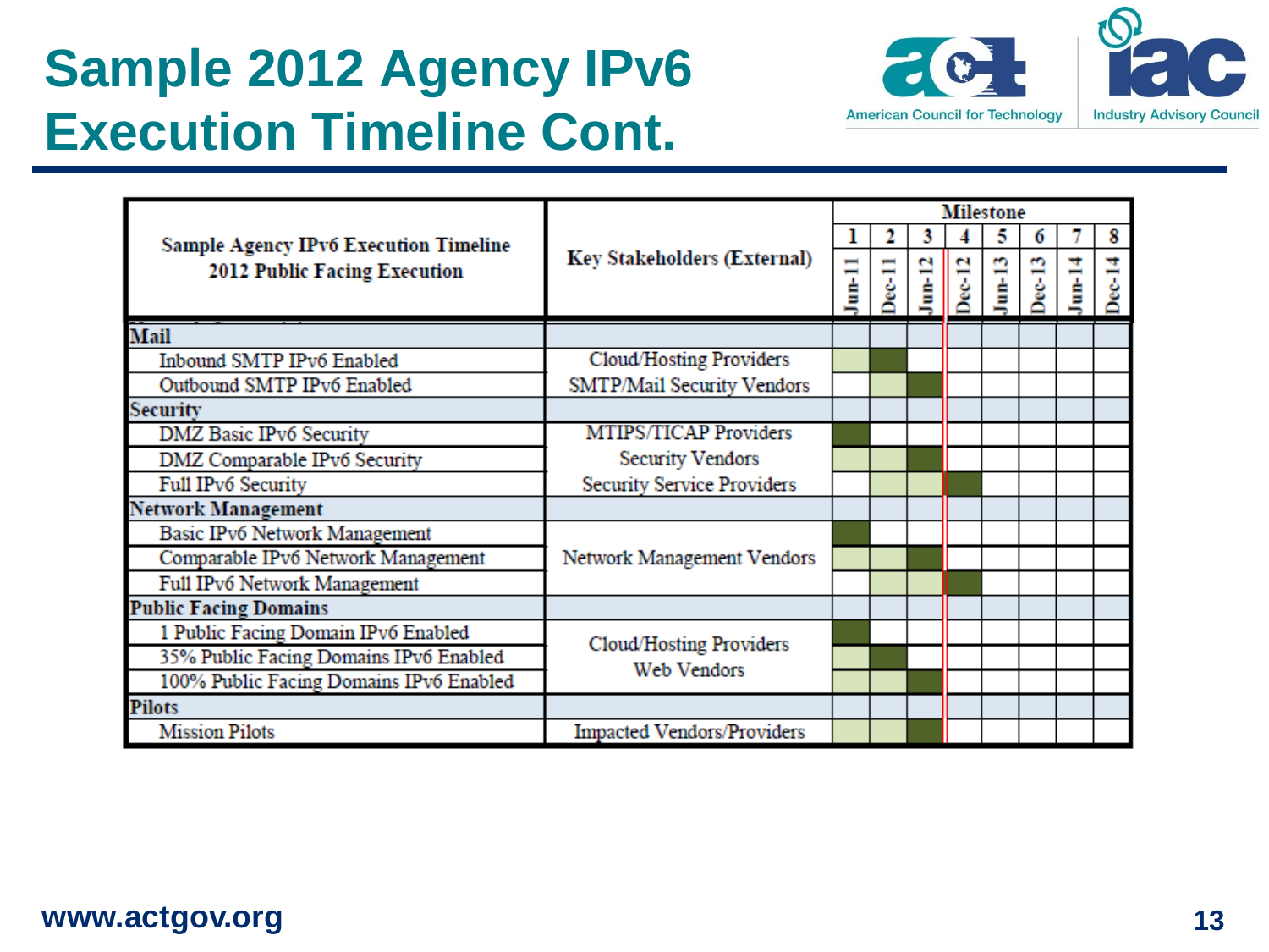# Sample 2012 Agency IPv6 Execution Timeline Cont.

| Sample Agency IPv6 Execution Timeline 2012 Public Facing Execution | Key Stakeholders (External) | Milestone | | | | | | | |
|---|---|---|---|---|---|---|---|---|---|
| | | 1 | 2 | 3 | 4 | 5 | 6 | 7 | 8 |
| | | Jun-11 | Dec-11 | Jun-12 | Dec-12 | Jun-13 | Dec-13 | Jun-14 | Dec-14 |
| **Mail** | | | | | | | | | |
| Inbound SMTP IPv6 Enabled | Cloud/Hosting Providers | | | | | | | | |
| Outbound SMTP IPv6 Enabled | SMTP/Mail Security Vendors | | | | | | | | |
| **Security** | | | | | | | | | |
| DMZ Basic IPv6 Security | MTIPS/TICAP Providers | | | | | | | | |
| DMZ Comparable IPv6 Security | Security Vendors | | | | | | | | |
| Full IPv6 Security | Security Service Providers | | | | | | | | |
| **Network Management** | | | | | | | | | |
| Basic IPv6 Network Management | Network Management Vendors | | | | | | | | |
| Comparable IPv6 Network Management | | | | | | | | | |
| Full IPv6 Network Management | | | | | | | | | |
| **Public Facing Domains** | | | | | | | | | |
| 1 Public Facing Domain IPv6 Enabled | Cloud/Hosting Providers Web Vendors | | | | | | | | |
| 35% Public Facing Domains IPv6 Enabled | | | | | | | | | |
| 100% Public Facing Domains IPv6 Enabled | | | | | | | | | |
| **Pilots** | | | | | | | | | |
| Mission Pilots | Impacted Vendors/Providers | | | | | | | | |

www.actgov.org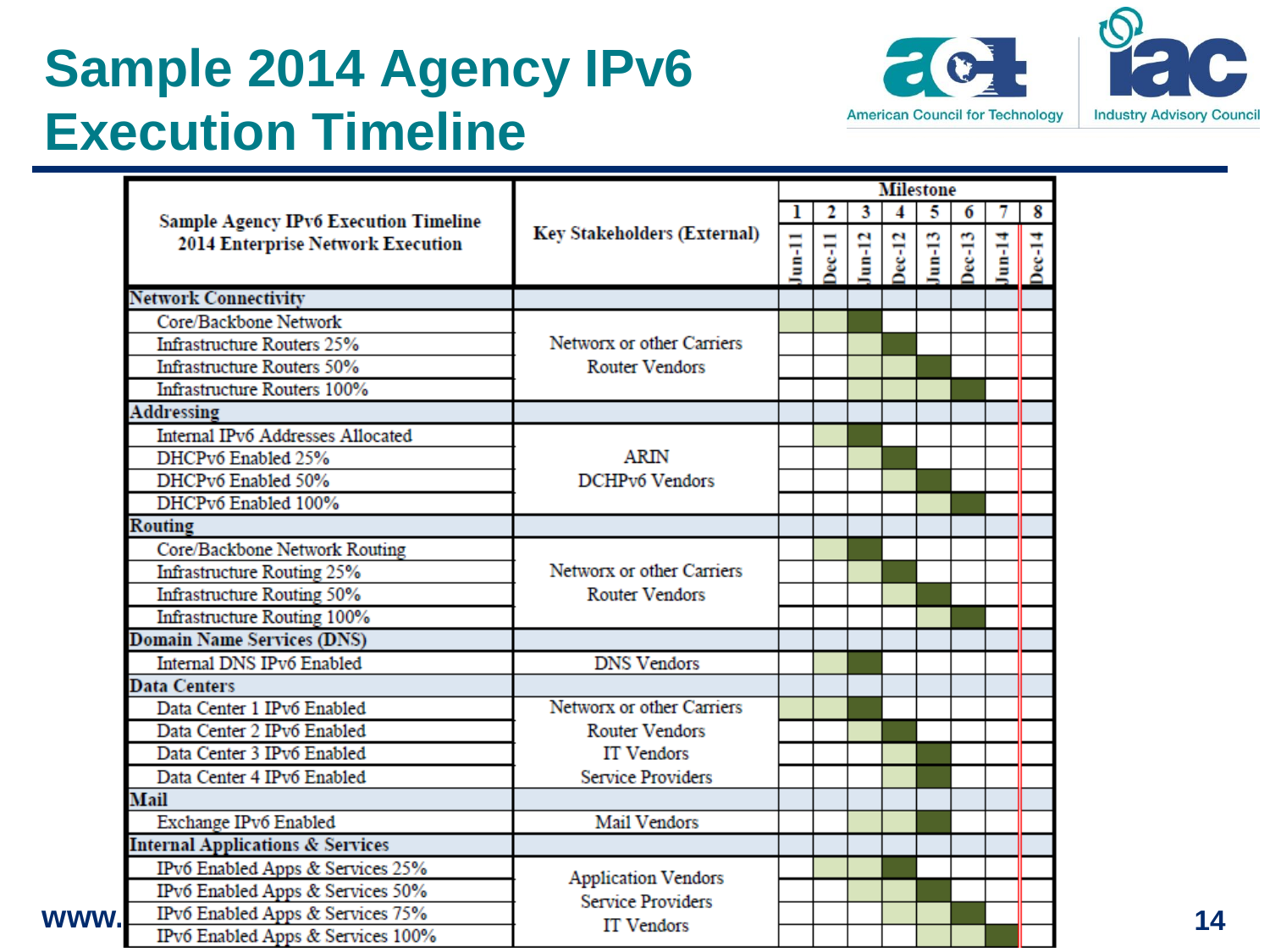# Sample 2014 Agency IPv6 Execution Timeline

| Sample Agency IPv6 Execution Timeline 2014 Enterprise Network Execution | Key Stakeholders (External) | Milestone | | | | | | | |
|---|---|---|---|---|---|---|---|---|---|
| | | 1 | 2 | 3 | 4 | 5 | 6 | 7 | 8 |
| | | Jun-11 | Dec-11 | Jun-12 | Dec-12 | Jun-13 | Dec-13 | Jun-14 | Dec-14 |
| **Network Connectivity** | | | | | | | | | |
| Core/Backbone Network | Networx or other Carriers<br>Router Vendors | | | | | | | | |
| Infrastructure Routers 25% | | | | | | | | | |
| Infrastructure Routers 50% | | | | | | | | | |
| Infrastructure Routers 100% | | | | | | | | | |
| **Addressing** | | | | | | | | | |
| Internal IPv6 Addresses Allocated | ARIN<br>DCHPv6 Vendors | | | | | | | | |
| DHCPv6 Enabled 25% | | | | | | | | | |
| DHCPv6 Enabled 50% | | | | | | | | | |
| DHCPv6 Enabled 100% | | | | | | | | | |
| **Routing** | | | | | | | | | |
| Core/Backbone Network Routing | Networx or other Carriers<br>Router Vendors | | | | | | | | |
| Infrastructure Routing 25% | | | | | | | | | |
| Infrastructure Routing 50% | | | | | | | | | |
| Infrastructure Routing 100% | | | | | | | | | |
| **Domain Name Services (DNS)** | | | | | | | | | |
| Internal DNS IPv6 Enabled | DNS Vendors | | | | | | | | |
| **Data Centers** | | | | | | | | | |
| Data Center 1 IPv6 Enabled | Networx or other Carriers<br>Router Vendors<br>IT Vendors<br>Service Providers | | | | | | | | |
| Data Center 2 IPv6 Enabled | | | | | | | | | |
| Data Center 3 IPv6 Enabled | | | | | | | | | |
| Data Center 4 IPv6 Enabled | | | | | | | | | |
| **Mail** | | | | | | | | | |
| Exchange IPv6 Enabled | Mail Vendors | | | | | | | | |
| **Internal Applications & Services** | | | | | | | | | |
| IPv6 Enabled Apps & Services 25% | Application Vendors<br>Service Providers<br>IT Vendors | | | | | | | | |
| IPv6 Enabled Apps & Services 50% | | | | | | | | | |
| IPv6 Enabled Apps & Services 75% | | | | | | | | | |
| IPv6 Enabled Apps & Services 100% | | | | | | | | | |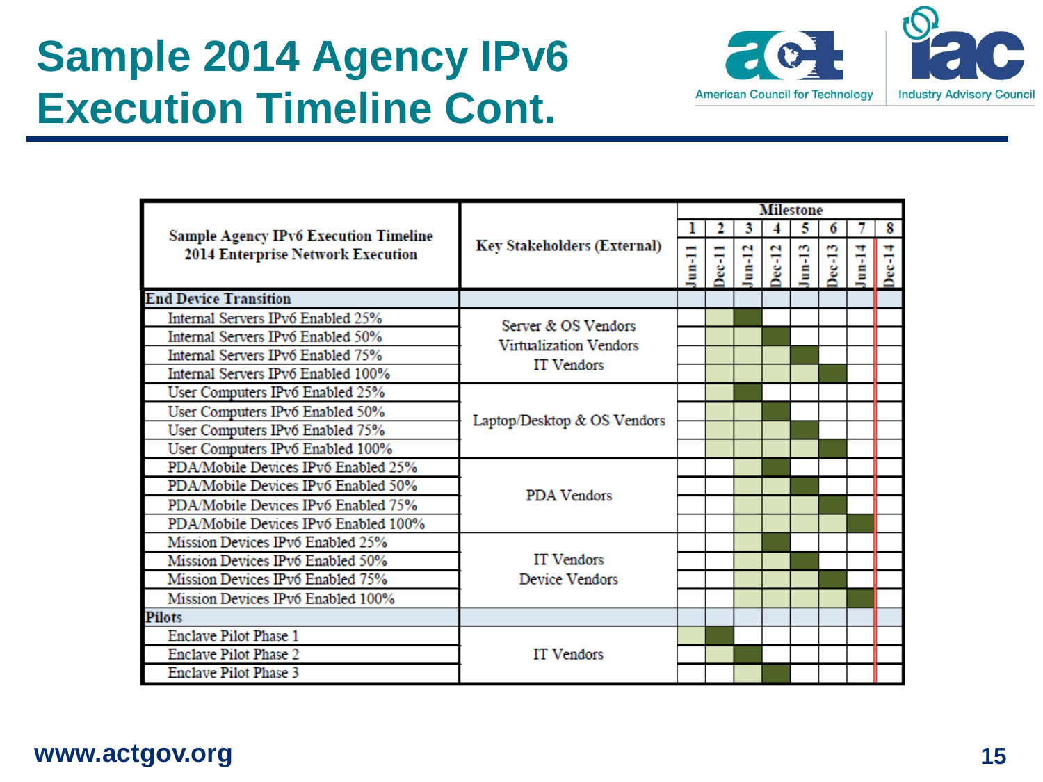# Sample 2014 Agency IPv6 Execution Timeline Cont.

| Sample Agency IPv6 Execution Timeline 2014 Enterprise Network Execution | Key Stakeholders (External) | Milestone | | | | | | | |
|---|---|---|---|---|---|---|---|---|---|
| | | 1 | 2 | 3 | 4 | 5 | 6 | 7 | 8 |
| | | Jun-11 | Dec-11 | Jun-12 | Dec-12 | Jun-13 | Dec-13 | Jun-14 | Dec-14 |
| **End Device Transition** | | | | | | | | | |
| Internal Servers IPv6 Enabled 25% | Server & OS Vendors Virtualization Vendors IT Vendors | | | | | | | | |
| Internal Servers IPv6 Enabled 50% | | | | | | | | | |
| Internal Servers IPv6 Enabled 75% | | | | | | | | | |
| Internal Servers IPv6 Enabled 100% | | | | | | | | | |
| User Computers IPv6 Enabled 25% | Laptop/Desktop & OS Vendors | | | | | | | | |
| User Computers IPv6 Enabled 50% | | | | | | | | | |
| User Computers IPv6 Enabled 75% | | | | | | | | | |
| User Computers IPv6 Enabled 100% | | | | | | | | | |
| PDA/Mobile Devices IPv6 Enabled 25% | PDA Vendors | | | | | | | | |
| PDA/Mobile Devices IPv6 Enabled 50% | | | | | | | | | |
| PDA/Mobile Devices IPv6 Enabled 75% | | | | | | | | | |
| PDA/Mobile Devices IPv6 Enabled 100% | | | | | | | | | |
| Mission Devices IPv6 Enabled 25% | IT Vendors Device Vendors | | | | | | | | |
| Mission Devices IPv6 Enabled 50% | | | | | | | | | |
| Mission Devices IPv6 Enabled 75% | | | | | | | | | |
| Mission Devices IPv6 Enabled 100% | | | | | | | | | |
| **Pilots** | | | | | | | | | |
| Enclave Pilot Phase 1 | IT Vendors | | | | | | | | |
| Enclave Pilot Phase 2 | | | | | | | | | |
| Enclave Pilot Phase 3 | | | | | | | | | |

www.actgov.org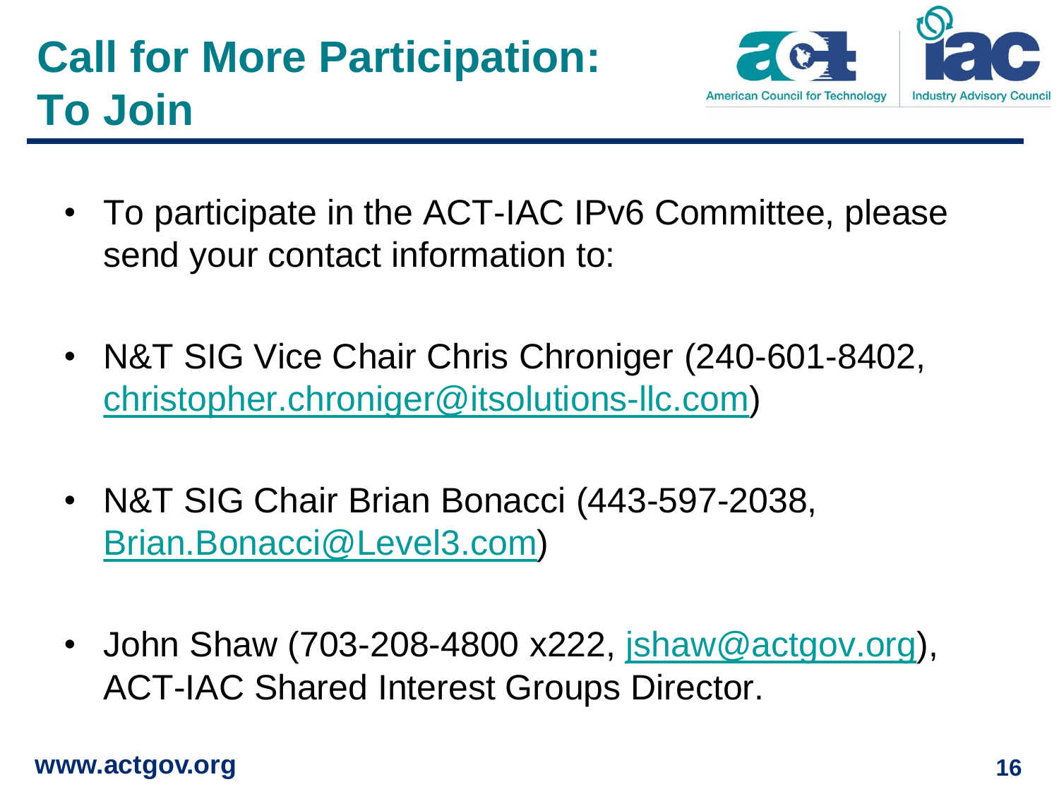# Call for More Participation: To Join

- To participate in the ACT-IAC IPv6 Committee, please send your contact information to:
- N&T SIG Vice Chair Chris Chroniger (240-601-8402, christopher.chroniger@itsolutions-llc.com)
- N&T SIG Chair Brian Bonacci (443-597-2038, Brian.Bonacci@Level3.com)
- John Shaw (703-208-4800 x222, jshaw@actgov.org), ACT-IAC Shared Interest Groups Director.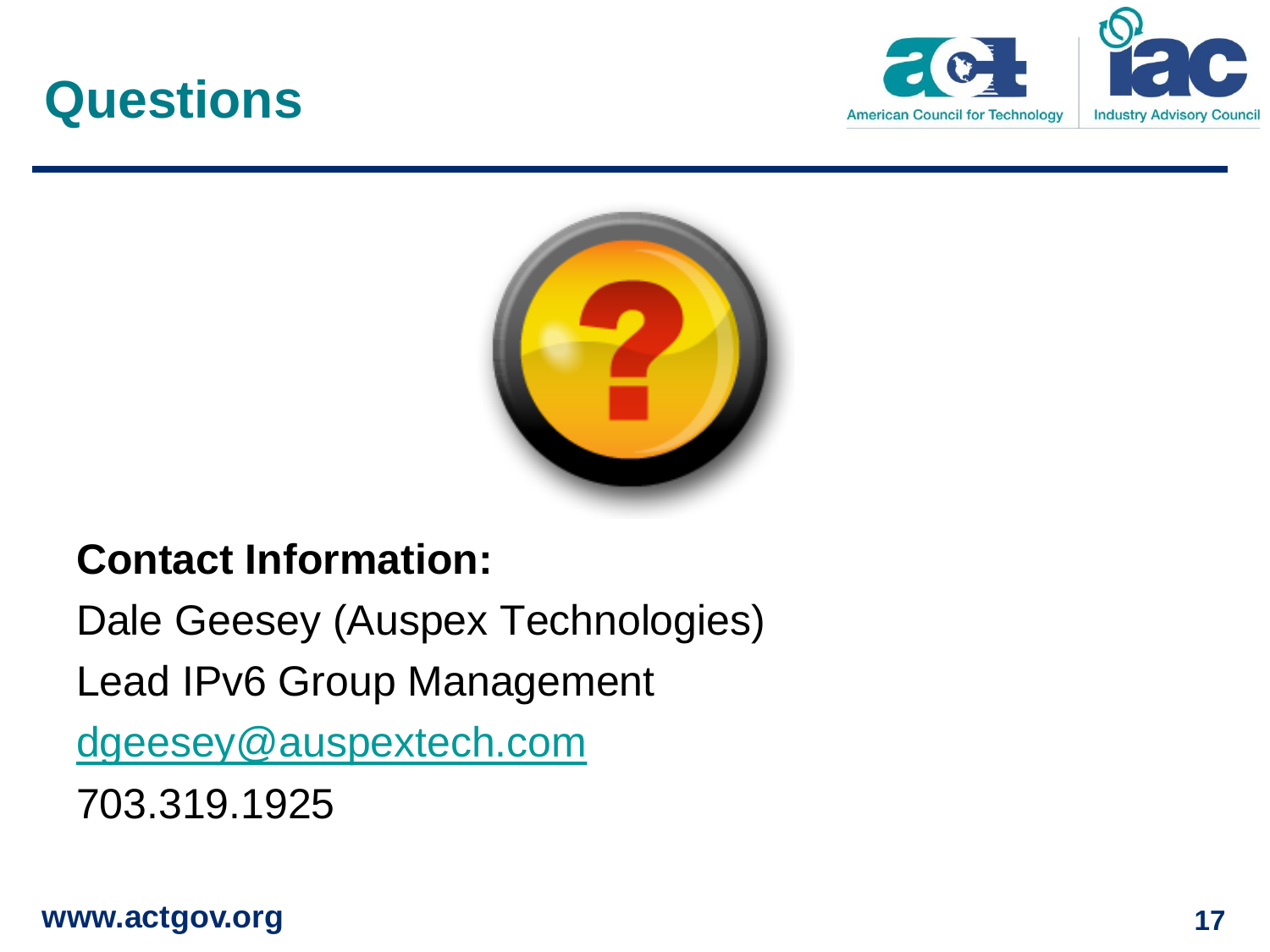# Questions

**Contact Information:**

Dale Geesey (Auspex Technologies)

Lead IPv6 Group Management

dgeesey@auspextech.com

703.319.1925